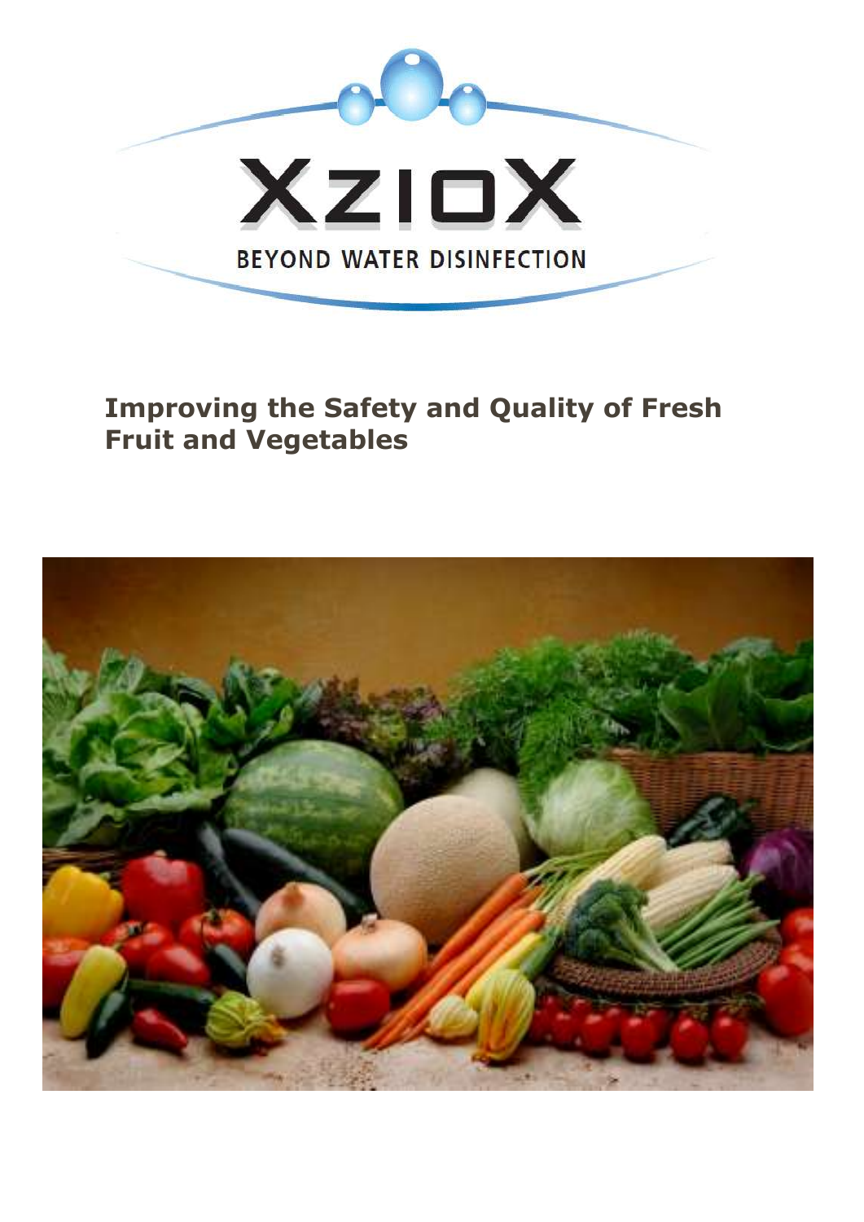XzioX

BEYOND WATER DISINFECTION

# Improving the Safety and Quality of Fresh Fruit and Vegetables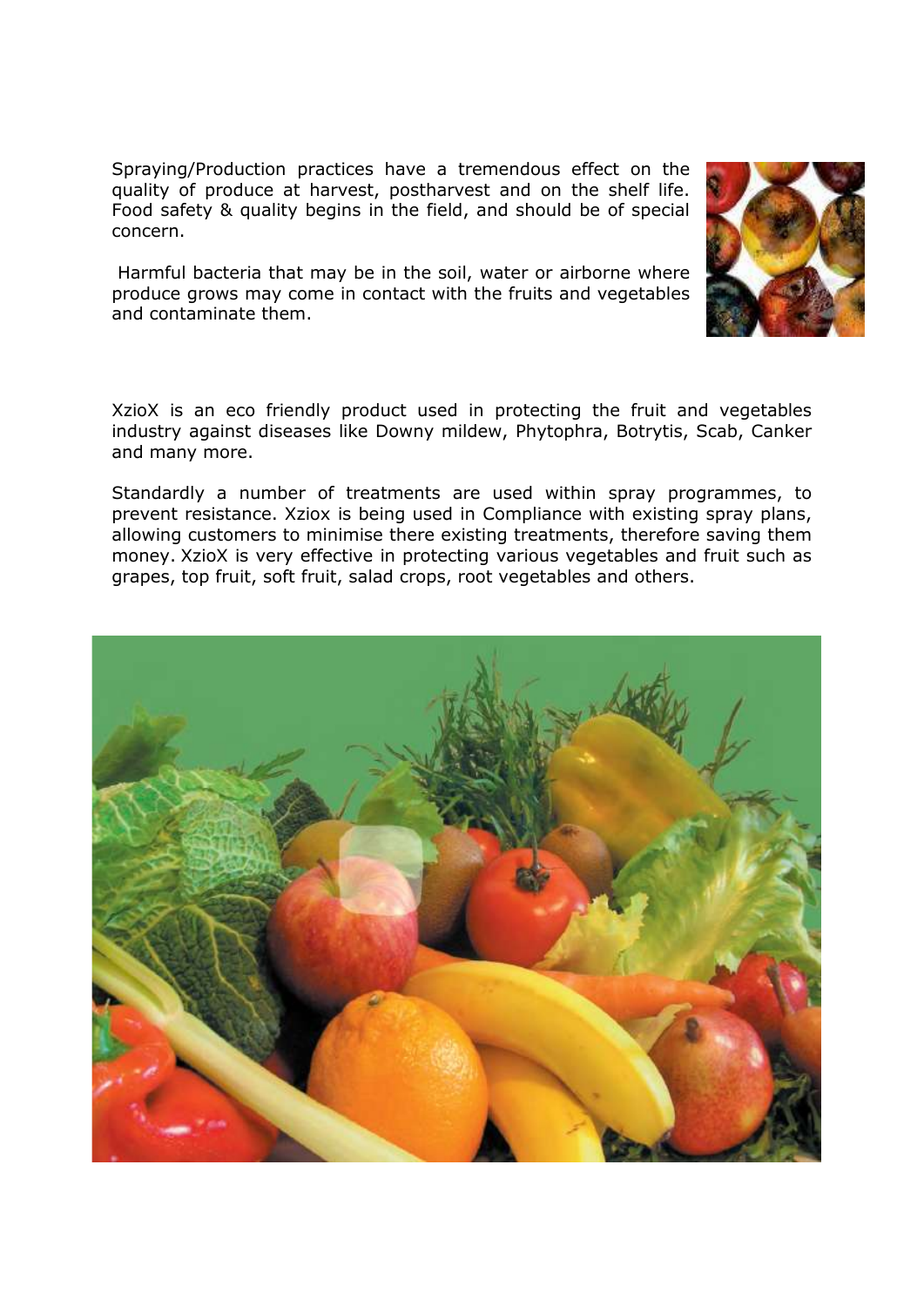Spraying/Production practices have a tremendous effect on the quality of produce at harvest, postharvest and on the shelf life. Food safety & quality begins in the field, and should be of special concern.

Harmful bacteria that may be in the soil, water or airborne where produce grows may come in contact with the fruits and vegetables and contaminate them.

XzioX is an eco friendly product used in protecting the fruit and vegetables industry against diseases like Downy mildew, Phytophra, Botrytis, Scab, Canker and many more.

Standardly a number of treatments are used within spray programmes, to prevent resistance. Xziox is being used in Compliance with existing spray plans, allowing customers to minimise there existing treatments, therefore saving them money. XzioX is very effective in protecting various vegetables and fruit such as grapes, top fruit, soft fruit, salad crops, root vegetables and others.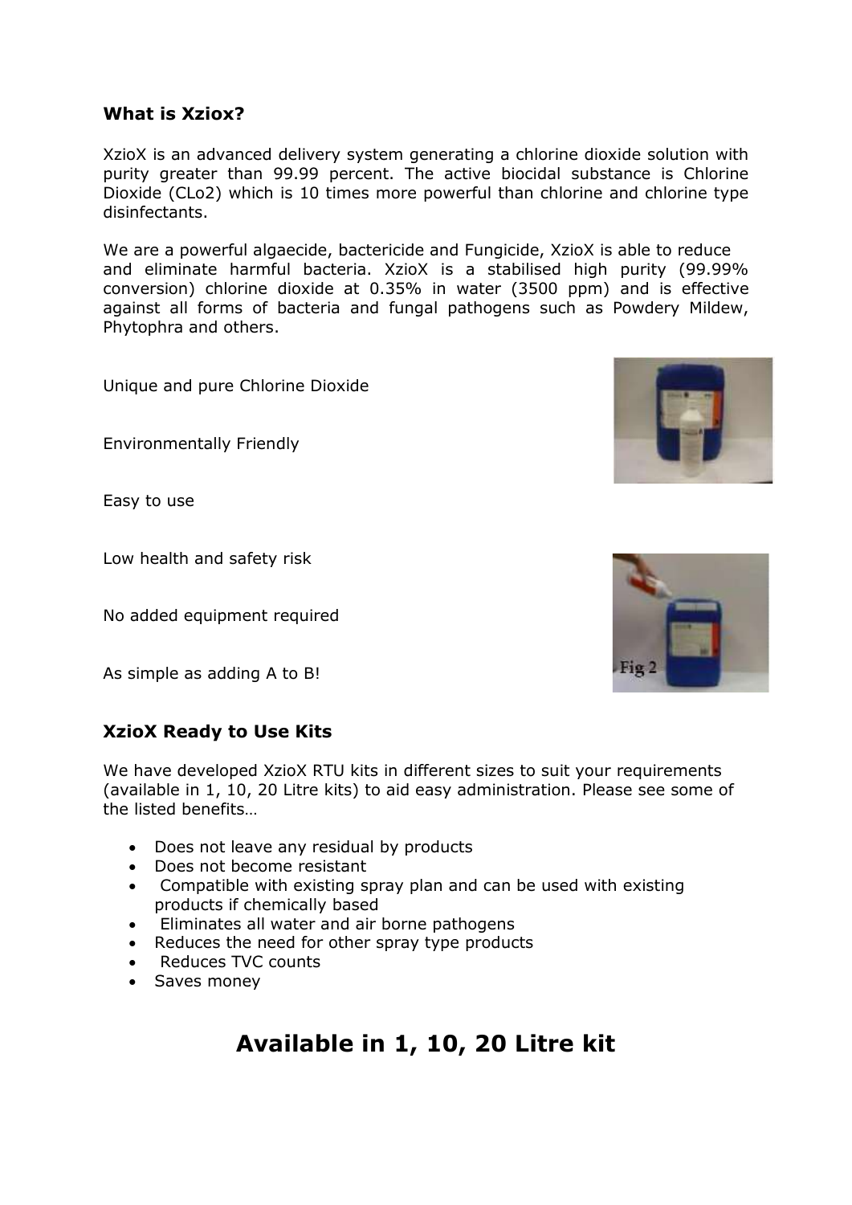## What is Xziox?

XzioX is an advanced delivery system generating a chlorine dioxide solution with purity greater than 99.99 percent. The active biocidal substance is Chlorine Dioxide (CLo2) which is 10 times more powerful than chlorine and chlorine type disinfectants.

We are a powerful algaecide, bactericide and Fungicide, XzioX is able to reduce and eliminate harmful bacteria. XzioX is a stabilised high purity (99.99% conversion) chlorine dioxide at 0.35% in water (3500 ppm) and is effective against all forms of bacteria and fungal pathogens such as Powdery Mildew, Phytophra and others.

Unique and pure Chlorine Dioxide

Environmentally Friendly

Easy to use

Low health and safety risk

No added equipment required

As simple as adding A to B!

Fig 2

## XzioX Ready to Use Kits

We have developed XzioX RTU kits in different sizes to suit your requirements (available in 1, 10, 20 Litre kits) to aid easy administration. Please see some of the listed benefits…

- Does not leave any residual by products
- Does not become resistant
- Compatible with existing spray plan and can be used with existing products if chemically based
- Eliminates all water and air borne pathogens
- Reduces the need for other spray type products
- Reduces TVC counts
- Saves money

# Available in 1, 10, 20 Litre kit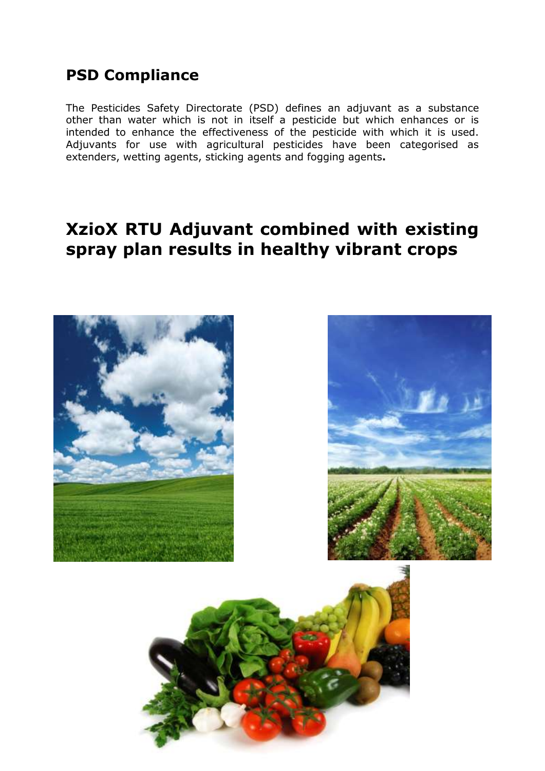## PSD Compliance

The Pesticides Safety Directorate (PSD) defines an adjuvant as a substance other than water which is not in itself a pesticide but which enhances or is intended to enhance the effectiveness of the pesticide with which it is used. Adjuvants for use with agricultural pesticides have been categorised as extenders, wetting agents, sticking agents and fogging agents**.**

## XzioX RTU Adjuvant combined with existing spray plan results in healthy vibrant crops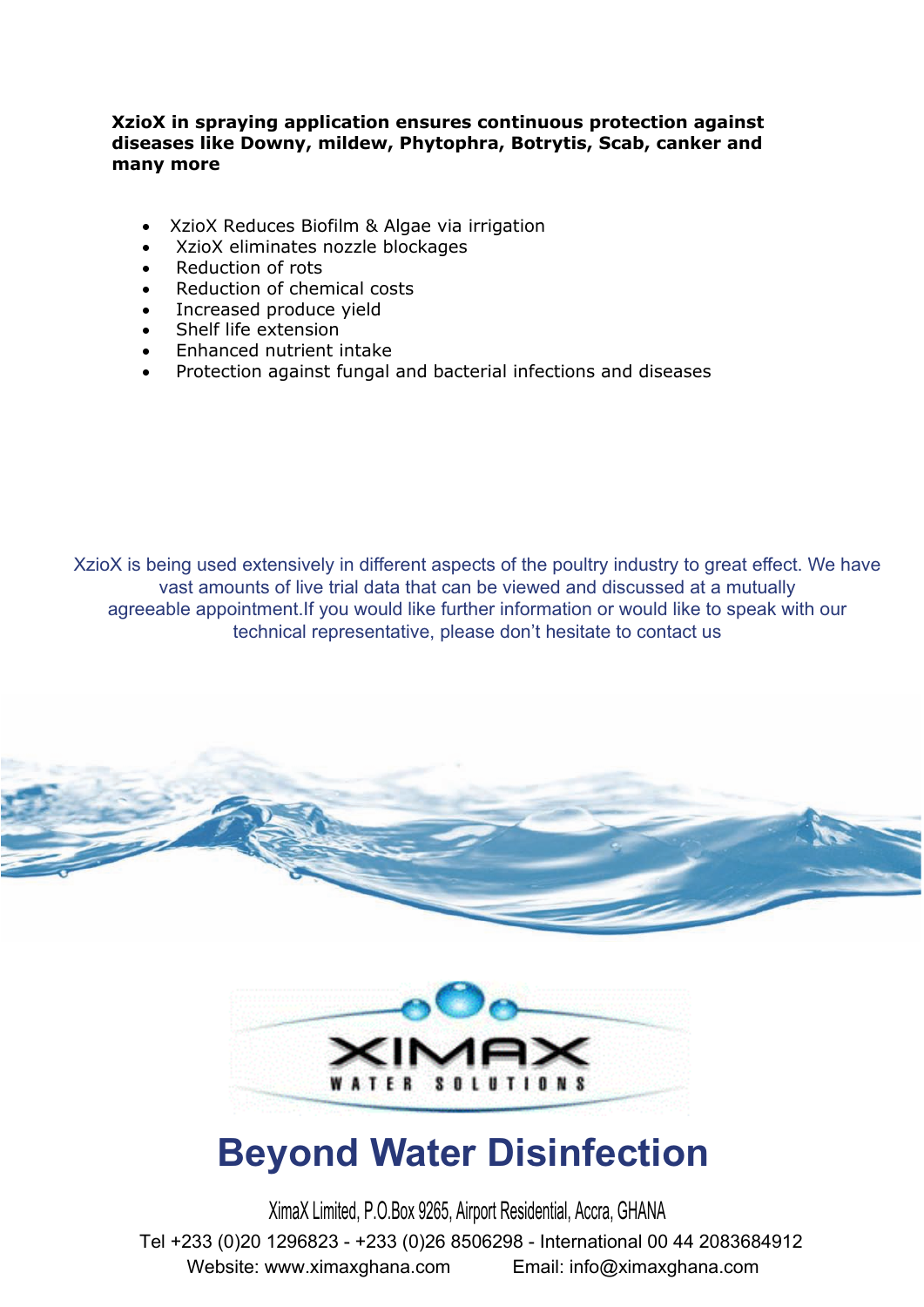**XzioX in spraying application ensures continuous protection against diseases like Downy, mildew, Phytophra, Botrytis, Scab, canker and many more**

- XzioX Reduces Biofilm & Algae via irrigation
- XzioX eliminates nozzle blockages
- Reduction of rots
- Reduction of chemical costs
- Increased produce yield
- Shelf life extension
- Enhanced nutrient intake
- Protection against fungal and bacterial infections and diseases

XzioX is being used extensively in different aspects of the poultry industry to great effect. We have vast amounts of live trial data that can be viewed and discussed at a mutually agreeable appointment.If you would like further information or would like to speak with our technical representative, please don't hesitate to contact us

XIMAX WATER SOLUTIONS

# Beyond Water Disinfection

XimaX Limited, P.O.Box 9265, Airport Residential, Accra, GHANA

Tel +233 (0)20 1296823 - +233 (0)26 8506298 - International 00 44 2083684912

Website: www.ximaxghana.com Email: info@ximaxghana.com